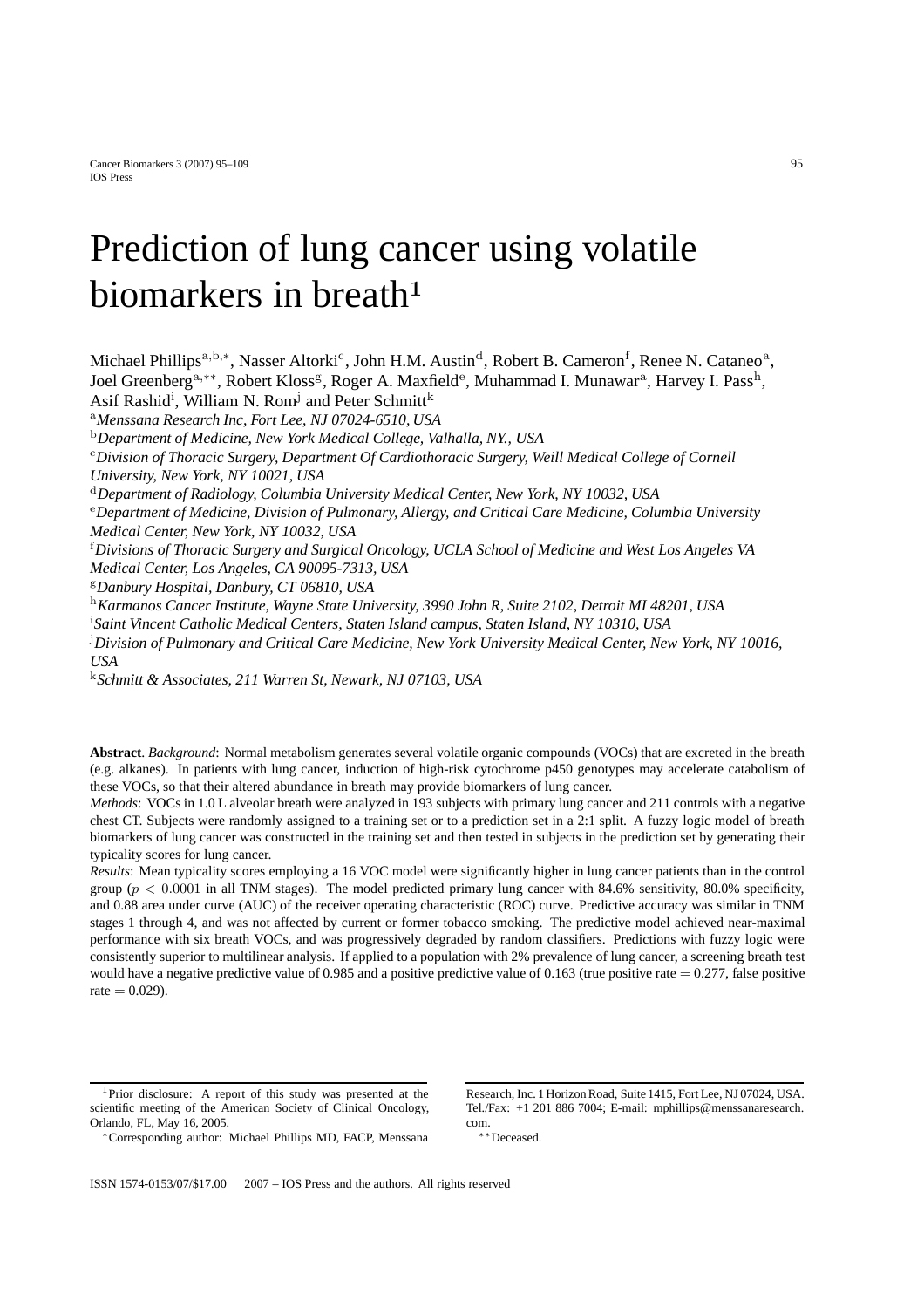# Prediction of lung cancer using volatile biomarkers in breath[1]

Michael Phillips[a,b,*], Nasser Altorki[c], John H.M. Austin[d], Robert B. Cameron[f], Renee N. Cataneo[a], Joel Greenberg[a,**], Robert Kloss[g], Roger A. Maxfield[e], Muhammad I. Munawar[a], Harvey I. Pass[h], Asif Rashid[i], William N. Rom[j] and Peter Schmitt[k]

[a] *Menssana Research Inc, Fort Lee, NJ 07024-6510, USA*

[b] *Department of Medicine, New York Medical College, Valhalla, NY., USA*

[c] *Division of Thoracic Surgery, Department Of Cardiothoracic Surgery, Weill Medical College of Cornell University, New York, NY 10021, USA*

[d] *Department of Radiology, Columbia University Medical Center, New York, NY 10032, USA*

[e] *Department of Medicine, Division of Pulmonary, Allergy, and Critical Care Medicine, Columbia University Medical Center, New York, NY 10032, USA*

[f] *Divisions of Thoracic Surgery and Surgical Oncology, UCLA School of Medicine and West Los Angeles VA Medical Center, Los Angeles, CA 90095-7313, USA*

[g] *Danbury Hospital, Danbury, CT 06810, USA*

[h] *Karmanos Cancer Institute, Wayne State University, 3990 John R, Suite 2102, Detroit MI 48201, USA*

[i] *Saint Vincent Catholic Medical Centers, Staten Island campus, Staten Island, NY 10310, USA*

[j] *Division of Pulmonary and Critical Care Medicine, New York University Medical Center, New York, NY 10016, USA*

[k] *Schmitt & Associates, 211 Warren St, Newark, NJ 07103, USA*

**Abstract**. *Background*: Normal metabolism generates several volatile organic compounds (VOCs) that are excreted in the breath (e.g. alkanes). In patients with lung cancer, induction of high-risk cytochrome p450 genotypes may accelerate catabolism of these VOCs, so that their altered abundance in breath may provide biomarkers of lung cancer.

*Methods*: VOCs in 1.0 L alveolar breath were analyzed in 193 subjects with primary lung cancer and 211 controls with a negative chest CT. Subjects were randomly assigned to a training set or to a prediction set in a 2:1 split. A fuzzy logic model of breath biomarkers of lung cancer was constructed in the training set and then tested in subjects in the prediction set by generating their typicality scores for lung cancer.

*Results*: Mean typicality scores employing a 16 VOC model were significantly higher in lung cancer patients than in the control group ($p < 0.0001$ in all TNM stages). The model predicted primary lung cancer with 84.6% sensitivity, 80.0% specificity, and 0.88 area under curve (AUC) of the receiver operating characteristic (ROC) curve. Predictive accuracy was similar in TNM stages 1 through 4, and was not affected by current or former tobacco smoking. The predictive model achieved near-maximal performance with six breath VOCs, and was progressively degraded by random classifiers. Predictions with fuzzy logic were consistently superior to multilinear analysis. If applied to a population with 2% prevalence of lung cancer, a screening breath test would have a negative predictive value of 0.985 and a positive predictive value of 0.163 (true positive rate = 0.277, false positive rate = 0.029).

[1] Prior disclosure: A report of this study was presented at the scientific meeting of the American Society of Clinical Oncology, Orlando, FL, May 16, 2005.

[*] Corresponding author: Michael Phillips MD, FACP, Menssana Research, Inc. 1 Horizon Road, Suite 1415, Fort Lee, NJ 07024, USA. Tel./Fax: +1 201 886 7004; E-mail: mphillips@menssanaresearch.com.

[**] Deceased.

ISSN 1574-0153/07/$17.00 2007 – IOS Press and the authors. All rights reserved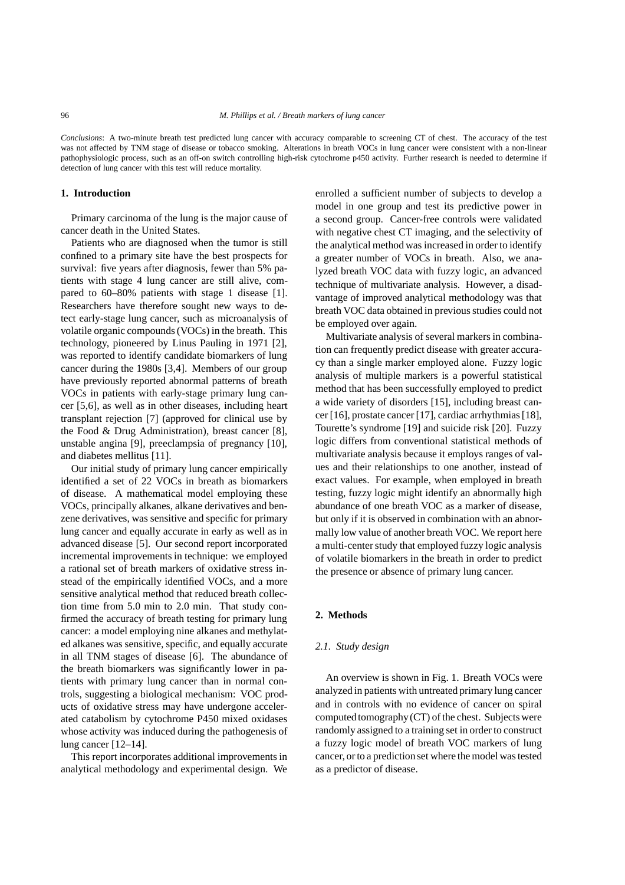*Conclusions*: A two-minute breath test predicted lung cancer with accuracy comparable to screening CT of chest. The accuracy of the test was not affected by TNM stage of disease or tobacco smoking. Alterations in breath VOCs in lung cancer were consistent with a non-linear pathophysiologic process, such as an off-on switch controlling high-risk cytochrome p450 activity. Further research is needed to determine if detection of lung cancer with this test will reduce mortality.

## 1. Introduction

Primary carcinoma of the lung is the major cause of cancer death in the United States.

Patients who are diagnosed when the tumor is still confined to a primary site have the best prospects for survival: five years after diagnosis, fewer than 5% patients with stage 4 lung cancer are still alive, compared to 60–80% patients with stage 1 disease [1]. Researchers have therefore sought new ways to detect early-stage lung cancer, such as microanalysis of volatile organic compounds (VOCs) in the breath. This technology, pioneered by Linus Pauling in 1971 [2], was reported to identify candidate biomarkers of lung cancer during the 1980s [3,4]. Members of our group have previously reported abnormal patterns of breath VOCs in patients with early-stage primary lung cancer [5,6], as well as in other diseases, including heart transplant rejection [7] (approved for clinical use by the Food & Drug Administration), breast cancer [8], unstable angina [9], preeclampsia of pregnancy [10], and diabetes mellitus [11].

Our initial study of primary lung cancer empirically identified a set of 22 VOCs in breath as biomarkers of disease. A mathematical model employing these VOCs, principally alkanes, alkane derivatives and benzene derivatives, was sensitive and specific for primary lung cancer and equally accurate in early as well as in advanced disease [5]. Our second report incorporated incremental improvements in technique: we employed a rational set of breath markers of oxidative stress instead of the empirically identified VOCs, and a more sensitive analytical method that reduced breath collection time from 5.0 min to 2.0 min. That study confirmed the accuracy of breath testing for primary lung cancer: a model employing nine alkanes and methylated alkanes was sensitive, specific, and equally accurate in all TNM stages of disease [6]. The abundance of the breath biomarkers was significantly lower in patients with primary lung cancer than in normal controls, suggesting a biological mechanism: VOC products of oxidative stress may have undergone accelerated catabolism by cytochrome P450 mixed oxidases whose activity was induced during the pathogenesis of lung cancer [12–14].

This report incorporates additional improvements in analytical methodology and experimental design. We enrolled a sufficient number of subjects to develop a model in one group and test its predictive power in a second group. Cancer-free controls were validated with negative chest CT imaging, and the selectivity of the analytical method was increased in order to identify a greater number of VOCs in breath. Also, we analyzed breath VOC data with fuzzy logic, an advanced technique of multivariate analysis. However, a disadvantage of improved analytical methodology was that breath VOC data obtained in previous studies could not be employed over again.

Multivariate analysis of several markers in combination can frequently predict disease with greater accuracy than a single marker employed alone. Fuzzy logic analysis of multiple markers is a powerful statistical method that has been successfully employed to predict a wide variety of disorders [15], including breast cancer [16], prostate cancer [17], cardiac arrhythmias [18], Tourette's syndrome [19] and suicide risk [20]. Fuzzy logic differs from conventional statistical methods of multivariate analysis because it employs ranges of values and their relationships to one another, instead of exact values. For example, when employed in breath testing, fuzzy logic might identify an abnormally high abundance of one breath VOC as a marker of disease, but only if it is observed in combination with an abnormally low value of another breath VOC. We report here a multi-center study that employed fuzzy logic analysis of volatile biomarkers in the breath in order to predict the presence or absence of primary lung cancer.

## 2. Methods

### *2.1. Study design*

An overview is shown in Fig. 1. Breath VOCs were analyzed in patients with untreated primary lung cancer and in controls with no evidence of cancer on spiral computed tomography (CT) of the chest. Subjects were randomly assigned to a training set in order to construct a fuzzy logic model of breath VOC markers of lung cancer, or to a prediction set where the model was tested as a predictor of disease.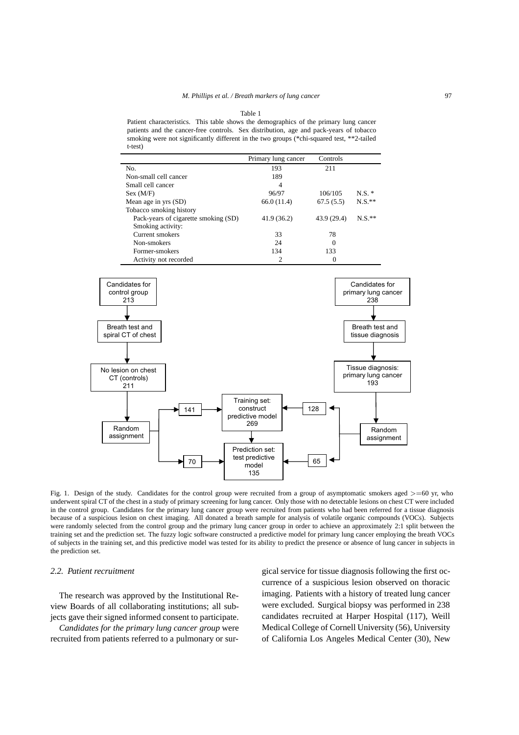Table 1

Patient characteristics. This table shows the demographics of the primary lung cancer patients and the cancer-free controls. Sex distribution, age and pack-years of tobacco smoking were not significantly different in the two groups (*chi-squared test, **2-tailed t-test)

| | Primary lung cancer | Controls | |
|---|---|---|---|
| No. | 193 | 211 | |
| Non-small cell cancer | 189 | | |
| Small cell cancer | 4 | | |
| Sex (M/F) | 96/97 | 106/105 | N.S. * |
| Mean age in yrs (SD) | 66.0 (11.4) | 67.5 (5.5) | N.S.** |
| Tobacco smoking history | | | |
| Pack-years of cigarette smoking (SD) | 41.9 (36.2) | 43.9 (29.4) | N.S.** |
| Smoking activity: | | | |
| Current smokers | 33 | 78 | |
| Non-smokers | 24 | 0 | |
| Former-smokers | 134 | 133 | |
| Activity not recorded | 2 | 0 | |

Fig. 1. Design of the study. Candidates for the control group were recruited from a group of asymptomatic smokers aged >=60 yr, who underwent spiral CT of the chest in a study of primary screening for lung cancer. Only those with no detectable lesions on chest CT were included in the control group. Candidates for the primary lung cancer group were recruited from patients who had been referred for a tissue diagnosis because of a suspicious lesion on chest imaging. All donated a breath sample for analysis of volatile organic compounds (VOCs). Subjects were randomly selected from the control group and the primary lung cancer group in order to achieve an approximately 2:1 split between the training set and the prediction set. The fuzzy logic software constructed a predictive model for primary lung cancer employing the breath VOCs of subjects in the training set, and this predictive model was tested for its ability to predict the presence or absence of lung cancer in subjects in the prediction set.

### 2.2. Patient recruitment

The research was approved by the Institutional Review Boards of all collaborating institutions; all subjects gave their signed informed consent to participate.

*Candidates for the primary lung cancer group* were recruited from patients referred to a pulmonary or surgical service for tissue diagnosis following the first occurrence of a suspicious lesion observed on thoracic imaging. Patients with a history of treated lung cancer were excluded. Surgical biopsy was performed in 238 candidates recruited at Harper Hospital (117), Weill Medical College of Cornell University (56), University of California Los Angeles Medical Center (30), New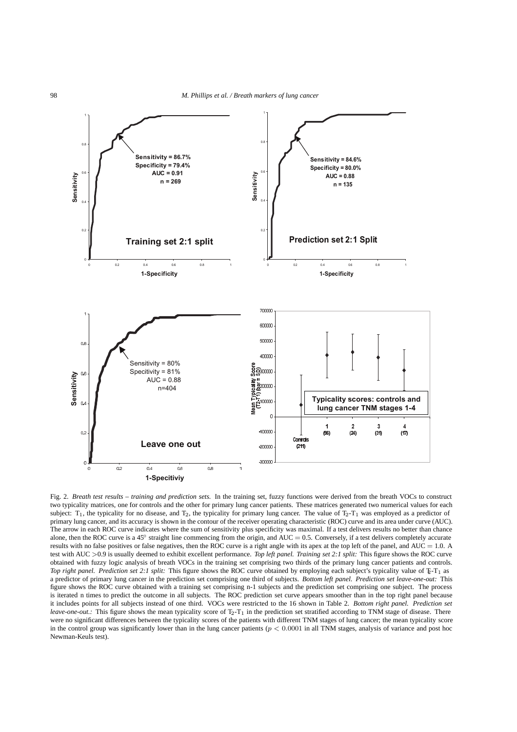Fig. 2. *Breath test results – training and prediction sets.* In the training set, fuzzy functions were derived from the breath VOCs to construct two typicality matrices, one for controls and the other for primary lung cancer patients. These matrices generated two numerical values for each subject: $T_1$, the typicality for no disease, and $T_2$, the typicality for primary lung cancer. The value of $T_2$-$T_1$ was employed as a predictor of primary lung cancer, and its accuracy is shown in the contour of the receiver operating characteristic (ROC) curve and its area under curve (AUC). The arrow in each ROC curve indicates where the sum of sensitivity plus specificity was maximal. If a test delivers results no better than chance alone, then the ROC curve is a 45° straight line commencing from the origin, and AUC = 0.5. Conversely, if a test delivers completely accurate results with no false positives or false negatives, then the ROC curve is a right angle with its apex at the top left of the panel, and AUC = 1.0. A test with AUC >0.9 is usually deemed to exhibit excellent performance. *Top left panel. Training set 2:1 split:* This figure shows the ROC curve obtained with fuzzy logic analysis of breath VOCs in the training set comprising two thirds of the primary lung cancer patients and controls. *Top right panel. Prediction set 2:1 split:* This figure shows the ROC curve obtained by employing each subject's typicality value of $T_2$-$T_1$ as a predictor of primary lung cancer in the prediction set comprising one third of subjects. *Bottom left panel. Prediction set leave-one-out:* This figure shows the ROC curve obtained with a training set comprising n-1 subjects and the prediction set comprising one subject. The process is iterated n times to predict the outcome in all subjects. The ROC prediction set curve appears smoother than in the top right panel because it includes points for all subjects instead of one third. VOCs were restricted to the 16 shown in Table 2. *Bottom right panel. Prediction set leave-one-out.:* This figure shows the mean typicality score of $T_2$-$T_1$ in the prediction set stratified according to TNM stage of disease. There were no significant differences between the typicality scores of the patients with different TNM stages of lung cancer; the mean typicality score in the control group was significantly lower than in the lung cancer patients ($p < 0.0001$ in all TNM stages, analysis of variance and post hoc Newman-Keuls test).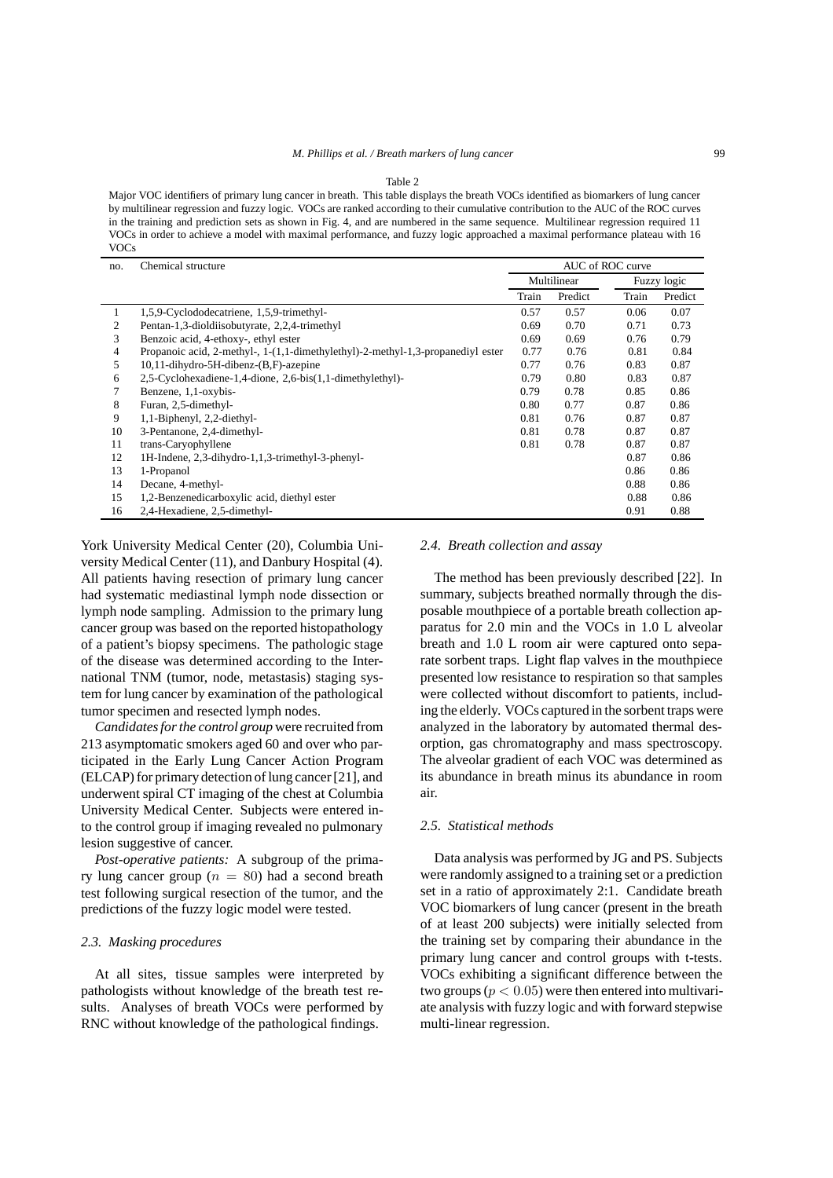Table 2

Major VOC identifiers of primary lung cancer in breath. This table displays the breath VOCs identified as biomarkers of lung cancer by multilinear regression and fuzzy logic. VOCs are ranked according to their cumulative contribution to the AUC of the ROC curves in the training and prediction sets as shown in Fig. 4, and are numbered in the same sequence. Multilinear regression required 11 VOCs in order to achieve a model with maximal performance, and fuzzy logic approached a maximal performance plateau with 16 VOCs

| no. | Chemical structure | AUC of ROC curve | | | |
|---|---|---|---|---|---|
| | | Multilinear | | Fuzzy logic | |
| | | Train | Predict | Train | Predict |
| 1 | 1,5,9-Cyclododecatriene, 1,5,9-trimethyl- | 0.57 | 0.57 | 0.06 | 0.07 |
| 2 | Pentan-1,3-dioldiisobutyrate, 2,2,4-trimethyl | 0.69 | 0.70 | 0.71 | 0.73 |
| 3 | Benzoic acid, 4-ethoxy-, ethyl ester | 0.69 | 0.69 | 0.76 | 0.79 |
| 4 | Propanoic acid, 2-methyl-, 1-(1,1-dimethylethyl)-2-methyl-1,3-propanediyl ester | 0.77 | 0.76 | 0.81 | 0.84 |
| 5 | 10,11-dihydro-5H-dibenz-(B,F)-azepine | 0.77 | 0.76 | 0.83 | 0.87 |
| 6 | 2,5-Cyclohexadiene-1,4-dione, 2,6-bis(1,1-dimethylethyl)- | 0.79 | 0.80 | 0.83 | 0.87 |
| 7 | Benzene, 1,1-oxybis- | 0.79 | 0.78 | 0.85 | 0.86 |
| 8 | Furan, 2,5-dimethyl- | 0.80 | 0.77 | 0.87 | 0.86 |
| 9 | 1,1-Biphenyl, 2,2-diethyl- | 0.81 | 0.76 | 0.87 | 0.87 |
| 10 | 3-Pentanone, 2,4-dimethyl- | 0.81 | 0.78 | 0.87 | 0.87 |
| 11 | trans-Caryophyllene | 0.81 | 0.78 | 0.87 | 0.87 |
| 12 | 1H-Indene, 2,3-dihydro-1,1,3-trimethyl-3-phenyl- | | | 0.87 | 0.86 |
| 13 | 1-Propanol | | | 0.86 | 0.86 |
| 14 | Decane, 4-methyl- | | | 0.88 | 0.86 |
| 15 | 1,2-Benzenedicarboxylic acid, diethyl ester | | | 0.88 | 0.86 |
| 16 | 2,4-Hexadiene, 2,5-dimethyl- | | | 0.91 | 0.88 |

York University Medical Center (20), Columbia University Medical Center (11), and Danbury Hospital (4). All patients having resection of primary lung cancer had systematic mediastinal lymph node dissection or lymph node sampling. Admission to the primary lung cancer group was based on the reported histopathology of a patient's biopsy specimens. The pathologic stage of the disease was determined according to the International TNM (tumor, node, metastasis) staging system for lung cancer by examination of the pathological tumor specimen and resected lymph nodes.

*Candidates for the control group* were recruited from 213 asymptomatic smokers aged 60 and over who participated in the Early Lung Cancer Action Program (ELCAP) for primary detection of lung cancer [21], and underwent spiral CT imaging of the chest at Columbia University Medical Center. Subjects were entered into the control group if imaging revealed no pulmonary lesion suggestive of cancer.

*Post-operative patients:* A subgroup of the primary lung cancer group ($n = 80$) had a second breath test following surgical resection of the tumor, and the predictions of the fuzzy logic model were tested.

### *2.3. Masking procedures*

At all sites, tissue samples were interpreted by pathologists without knowledge of the breath test results. Analyses of breath VOCs were performed by RNC without knowledge of the pathological findings.

### *2.4. Breath collection and assay*

The method has been previously described [22]. In summary, subjects breathed normally through the disposable mouthpiece of a portable breath collection apparatus for 2.0 min and the VOCs in 1.0 L alveolar breath and 1.0 L room air were captured onto separate sorbent traps. Light flap valves in the mouthpiece presented low resistance to respiration so that samples were collected without discomfort to patients, including the elderly. VOCs captured in the sorbent traps were analyzed in the laboratory by automated thermal desorption, gas chromatography and mass spectroscopy. The alveolar gradient of each VOC was determined as its abundance in breath minus its abundance in room air.

### *2.5. Statistical methods*

Data analysis was performed by JG and PS. Subjects were randomly assigned to a training set or a prediction set in a ratio of approximately 2:1. Candidate breath VOC biomarkers of lung cancer (present in the breath of at least 200 subjects) were initially selected from the training set by comparing their abundance in the primary lung cancer and control groups with t-tests. VOCs exhibiting a significant difference between the two groups ($p < 0.05$) were then entered into multivariate analysis with fuzzy logic and with forward stepwise multi-linear regression.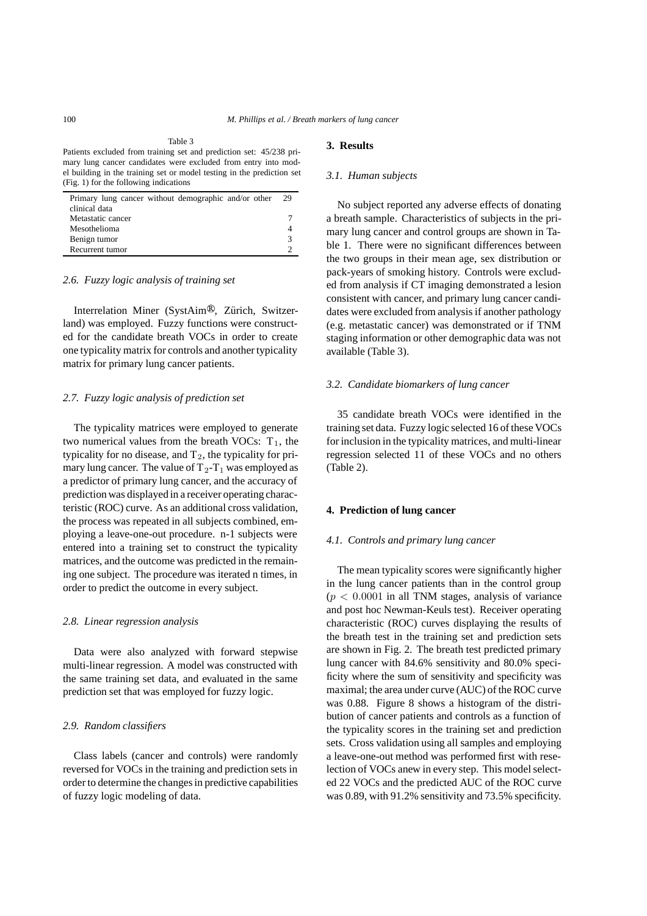Table 3

Patients excluded from training set and prediction set: 45/238 primary lung cancer candidates were excluded from entry into model building in the training set or model testing in the prediction set (Fig. 1) for the following indications

| | |
|---|---|
| Primary lung cancer without demographic and/or other clinical data | 29 |
| Metastatic cancer | 7 |
| Mesothelioma | 4 |
| Benign tumor | 3 |
| Recurrent tumor | 2 |

### *2.6. Fuzzy logic analysis of training set*

Interrelation Miner (SystAim®, Zürich, Switzerland) was employed. Fuzzy functions were constructed for the candidate breath VOCs in order to create one typicality matrix for controls and another typicality matrix for primary lung cancer patients.

### *2.7. Fuzzy logic analysis of prediction set*

The typicality matrices were employed to generate two numerical values from the breath VOCs: $T_1$, the typicality for no disease, and $T_2$, the typicality for primary lung cancer. The value of $T_2$-$T_1$ was employed as a predictor of primary lung cancer, and the accuracy of prediction was displayed in a receiver operating characteristic (ROC) curve. As an additional cross validation, the process was repeated in all subjects combined, employing a leave-one-out procedure. n-1 subjects were entered into a training set to construct the typicality matrices, and the outcome was predicted in the remaining one subject. The procedure was iterated n times, in order to predict the outcome in every subject.

### *2.8. Linear regression analysis*

Data were also analyzed with forward stepwise multi-linear regression. A model was constructed with the same training set data, and evaluated in the same prediction set that was employed for fuzzy logic.

### *2.9. Random classifiers*

Class labels (cancer and controls) were randomly reversed for VOCs in the training and prediction sets in order to determine the changes in predictive capabilities of fuzzy logic modeling of data.

## **3. Results**

### *3.1. Human subjects*

No subject reported any adverse effects of donating a breath sample. Characteristics of subjects in the primary lung cancer and control groups are shown in Table 1. There were no significant differences between the two groups in their mean age, sex distribution or pack-years of smoking history. Controls were excluded from analysis if CT imaging demonstrated a lesion consistent with cancer, and primary lung cancer candidates were excluded from analysis if another pathology (e.g. metastatic cancer) was demonstrated or if TNM staging information or other demographic data was not available (Table 3).

### *3.2. Candidate biomarkers of lung cancer*

35 candidate breath VOCs were identified in the training set data. Fuzzy logic selected 16 of these VOCs for inclusion in the typicality matrices, and multi-linear regression selected 11 of these VOCs and no others (Table 2).

## **4. Prediction of lung cancer**

### *4.1. Controls and primary lung cancer*

The mean typicality scores were significantly higher in the lung cancer patients than in the control group ($p < 0.0001$ in all TNM stages, analysis of variance and post hoc Newman-Keuls test). Receiver operating characteristic (ROC) curves displaying the results of the breath test in the training set and prediction sets are shown in Fig. 2. The breath test predicted primary lung cancer with 84.6% sensitivity and 80.0% specificity where the sum of sensitivity and specificity was maximal; the area under curve (AUC) of the ROC curve was 0.88. Figure 8 shows a histogram of the distribution of cancer patients and controls as a function of the typicality scores in the training set and prediction sets. Cross validation using all samples and employing a leave-one-out method was performed first with reselection of VOCs anew in every step. This model selected 22 VOCs and the predicted AUC of the ROC curve was 0.89, with 91.2% sensitivity and 73.5% specificity.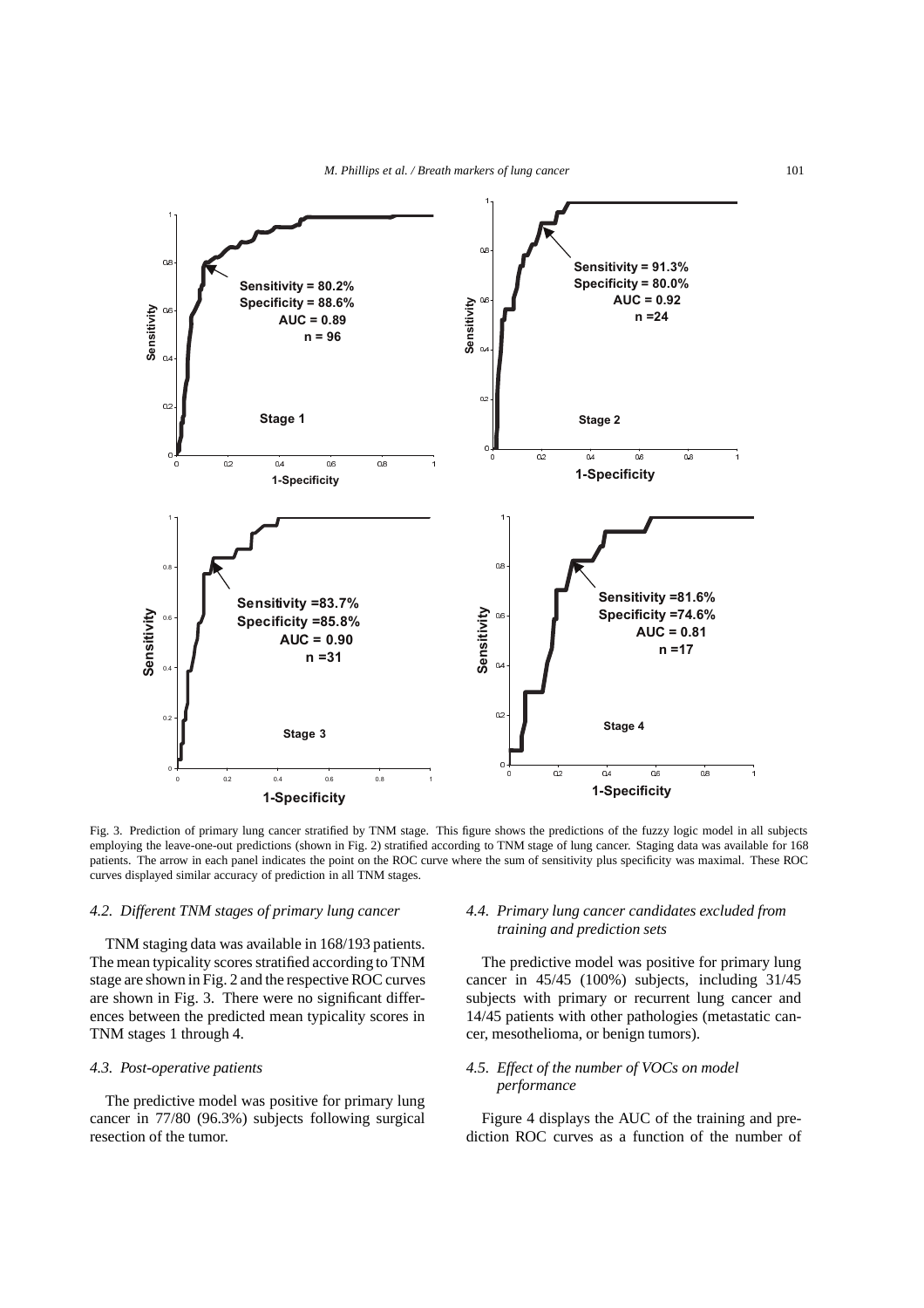Fig. 3. Prediction of primary lung cancer stratified by TNM stage. This figure shows the predictions of the fuzzy logic model in all subjects employing the leave-one-out predictions (shown in Fig. 2) stratified according to TNM stage of lung cancer. Staging data was available for 168 patients. The arrow in each panel indicates the point on the ROC curve where the sum of sensitivity plus specificity was maximal. These ROC curves displayed similar accuracy of prediction in all TNM stages.

### *4.2. Different TNM stages of primary lung cancer*

TNM staging data was available in 168/193 patients. The mean typicality scores stratified according to TNM stage are shown in Fig. 2 and the respective ROC curves are shown in Fig. 3. There were no significant differences between the predicted mean typicality scores in TNM stages 1 through 4.

### *4.3. Post-operative patients*

The predictive model was positive for primary lung cancer in 77/80 (96.3%) subjects following surgical resection of the tumor.

### *4.4. Primary lung cancer candidates excluded from training and prediction sets*

The predictive model was positive for primary lung cancer in 45/45 (100%) subjects, including 31/45 subjects with primary or recurrent lung cancer and 14/45 patients with other pathologies (metastatic cancer, mesothelioma, or benign tumors).

### *4.5. Effect of the number of VOCs on model performance*

Figure 4 displays the AUC of the training and prediction ROC curves as a function of the number of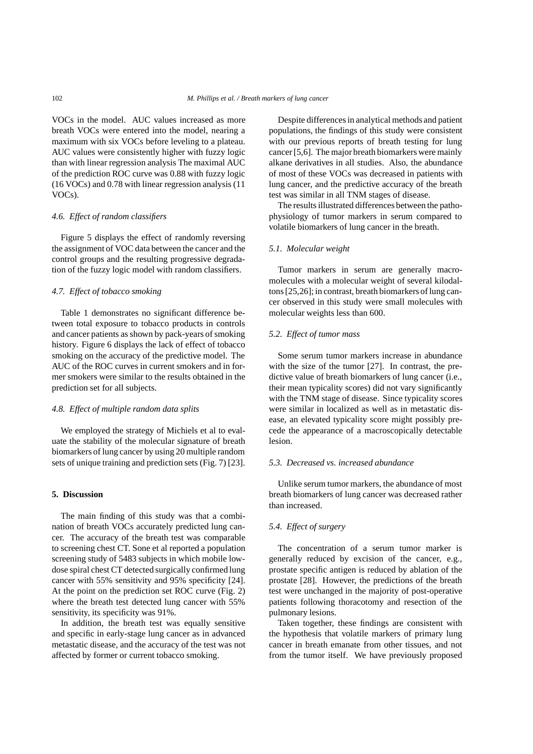VOCs in the model. AUC values increased as more breath VOCs were entered into the model, nearing a maximum with six VOCs before leveling to a plateau. AUC values were consistently higher with fuzzy logic than with linear regression analysis The maximal AUC of the prediction ROC curve was 0.88 with fuzzy logic (16 VOCs) and 0.78 with linear regression analysis (11 VOCs).

### *4.6. Effect of random classifiers*

Figure 5 displays the effect of randomly reversing the assignment of VOC data between the cancer and the control groups and the resulting progressive degradation of the fuzzy logic model with random classifiers.

### *4.7. Effect of tobacco smoking*

Table 1 demonstrates no significant difference between total exposure to tobacco products in controls and cancer patients as shown by pack-years of smoking history. Figure 6 displays the lack of effect of tobacco smoking on the accuracy of the predictive model. The AUC of the ROC curves in current smokers and in former smokers were similar to the results obtained in the prediction set for all subjects.

### *4.8. Effect of multiple random data splits*

We employed the strategy of Michiels et al to evaluate the stability of the molecular signature of breath biomarkers of lung cancer by using 20 multiple random sets of unique training and prediction sets (Fig. 7) [23].

## **5. Discussion**

The main finding of this study was that a combination of breath VOCs accurately predicted lung cancer. The accuracy of the breath test was comparable to screening chest CT. Sone et al reported a population screening study of 5483 subjects in which mobile low-dose spiral chest CT detected surgically confirmed lung cancer with 55% sensitivity and 95% specificity [24]. At the point on the prediction set ROC curve (Fig. 2) where the breath test detected lung cancer with 55% sensitivity, its specificity was 91%.

In addition, the breath test was equally sensitive and specific in early-stage lung cancer as in advanced metastatic disease, and the accuracy of the test was not affected by former or current tobacco smoking.

Despite differences in analytical methods and patient populations, the findings of this study were consistent with our previous reports of breath testing for lung cancer [5,6]. The major breath biomarkers were mainly alkane derivatives in all studies. Also, the abundance of most of these VOCs was decreased in patients with lung cancer, and the predictive accuracy of the breath test was similar in all TNM stages of disease.

The results illustrated differences between the pathophysiology of tumor markers in serum compared to volatile biomarkers of lung cancer in the breath.

### *5.1. Molecular weight*

Tumor markers in serum are generally macromolecules with a molecular weight of several kilodaltons [25,26]; in contrast, breath biomarkers of lung cancer observed in this study were small molecules with molecular weights less than 600.

### *5.2. Effect of tumor mass*

Some serum tumor markers increase in abundance with the size of the tumor [27]. In contrast, the predictive value of breath biomarkers of lung cancer (i.e., their mean typicality scores) did not vary significantly with the TNM stage of disease. Since typicality scores were similar in localized as well as in metastatic disease, an elevated typicality score might possibly precede the appearance of a macroscopically detectable lesion.

### *5.3. Decreased vs. increased abundance*

Unlike serum tumor markers, the abundance of most breath biomarkers of lung cancer was decreased rather than increased.

### *5.4. Effect of surgery*

The concentration of a serum tumor marker is generally reduced by excision of the cancer, e.g., prostate specific antigen is reduced by ablation of the prostate [28]. However, the predictions of the breath test were unchanged in the majority of post-operative patients following thoracotomy and resection of the pulmonary lesions.

Taken together, these findings are consistent with the hypothesis that volatile markers of primary lung cancer in breath emanate from other tissues, and not from the tumor itself. We have previously proposed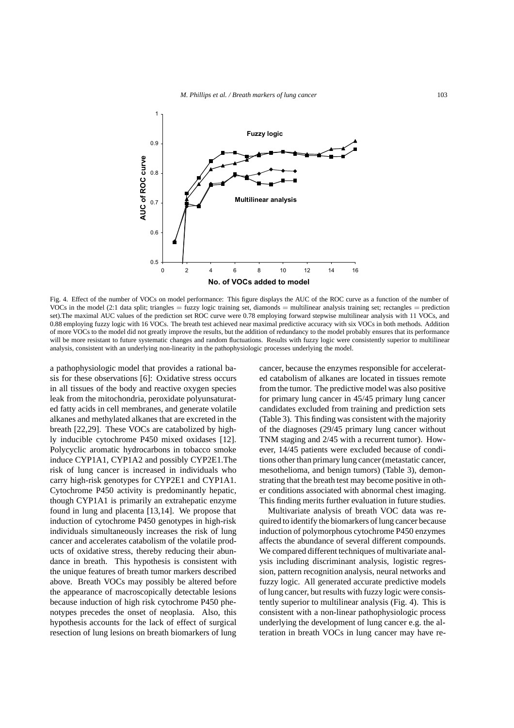Fig. 4. Effect of the number of VOCs on model performance: This figure displays the AUC of the ROC curve as a function of the number of VOCs in the model (2:1 data split; triangles = fuzzy logic training set, diamonds = multilinear analysis training set; rectangles = prediction set).The maximal AUC values of the prediction set ROC curve were 0.78 employing forward stepwise multilinear analysis with 11 VOCs, and 0.88 employing fuzzy logic with 16 VOCs. The breath test achieved near maximal predictive accuracy with six VOCs in both methods. Addition of more VOCs to the model did not greatly improve the results, but the addition of redundancy to the model probably ensures that its performance will be more resistant to future systematic changes and random fluctuations. Results with fuzzy logic were consistently superior to multilinear analysis, consistent with an underlying non-linearity in the pathophysiologic processes underlying the model.

a pathophysiologic model that provides a rational basis for these observations [6]: Oxidative stress occurs in all tissues of the body and reactive oxygen species leak from the mitochondria, peroxidate polyunsaturated fatty acids in cell membranes, and generate volatile alkanes and methylated alkanes that are excreted in the breath [22,29]. These VOCs are catabolized by highly inducible cytochrome P450 mixed oxidases [12]. Polycyclic aromatic hydrocarbons in tobacco smoke induce CYP1A1, CYP1A2 and possibly CYP2E1.The risk of lung cancer is increased in individuals who carry high-risk genotypes for CYP2E1 and CYP1A1. Cytochrome P450 activity is predominantly hepatic, though CYP1A1 is primarily an extrahepatic enzyme found in lung and placenta [13,14]. We propose that induction of cytochrome P450 genotypes in high-risk individuals simultaneously increases the risk of lung cancer and accelerates catabolism of the volatile products of oxidative stress, thereby reducing their abundance in breath. This hypothesis is consistent with the unique features of breath tumor markers described above. Breath VOCs may possibly be altered before the appearance of macroscopically detectable lesions because induction of high risk cytochrome P450 phenotypes precedes the onset of neoplasia. Also, this hypothesis accounts for the lack of effect of surgical resection of lung lesions on breath biomarkers of lung cancer, because the enzymes responsible for accelerated catabolism of alkanes are located in tissues remote from the tumor. The predictive model was also positive for primary lung cancer in 45/45 primary lung cancer candidates excluded from training and prediction sets (Table 3). This finding was consistent with the majority of the diagnoses (29/45 primary lung cancer without TNM staging and 2/45 with a recurrent tumor). However, 14/45 patients were excluded because of conditions other than primary lung cancer (metastatic cancer, mesothelioma, and benign tumors) (Table 3), demonstrating that the breath test may become positive in other conditions associated with abnormal chest imaging. This finding merits further evaluation in future studies.

Multivariate analysis of breath VOC data was required to identify the biomarkers of lung cancer because induction of polymorphous cytochrome P450 enzymes affects the abundance of several different compounds. We compared different techniques of multivariate analysis including discriminant analysis, logistic regression, pattern recognition analysis, neural networks and fuzzy logic. All generated accurate predictive models of lung cancer, but results with fuzzy logic were consistently superior to multilinear analysis (Fig. 4). This is consistent with a non-linear pathophysiologic process underlying the development of lung cancer e.g. the alteration in breath VOCs in lung cancer may have re-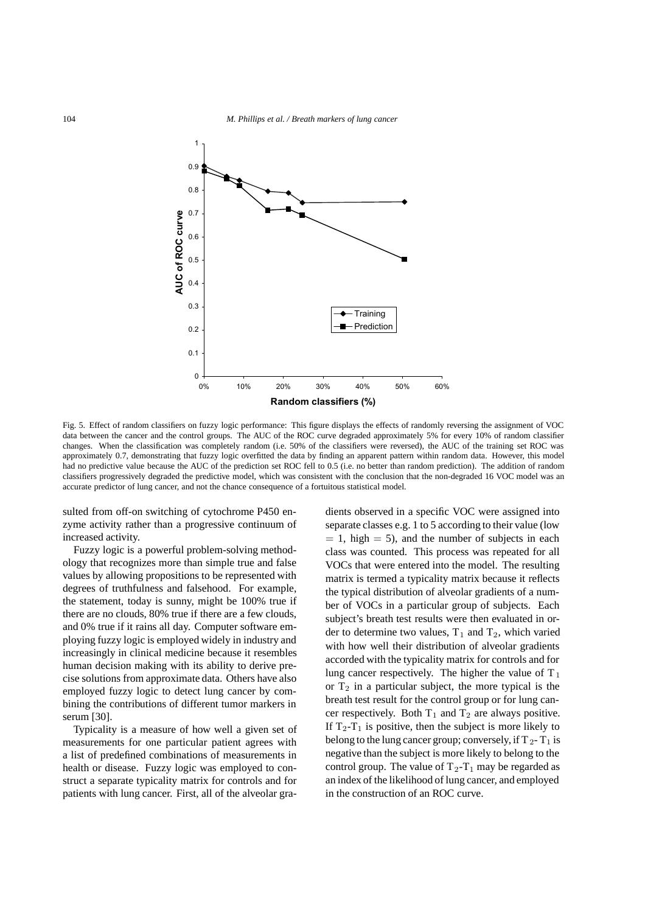Fig. 5. Effect of random classifiers on fuzzy logic performance: This figure displays the effects of randomly reversing the assignment of VOC data between the cancer and the control groups. The AUC of the ROC curve degraded approximately 5% for every 10% of random classifier changes. When the classification was completely random (i.e. 50% of the classifiers were reversed), the AUC of the training set ROC was approximately 0.7, demonstrating that fuzzy logic overfitted the data by finding an apparent pattern within random data. However, this model had no predictive value because the AUC of the prediction set ROC fell to 0.5 (i.e. no better than random prediction). The addition of random classifiers progressively degraded the predictive model, which was consistent with the conclusion that the non-degraded 16 VOC model was an accurate predictor of lung cancer, and not the chance consequence of a fortuitous statistical model.

sulted from off-on switching of cytochrome P450 enzyme activity rather than a progressive continuum of increased activity.

Fuzzy logic is a powerful problem-solving methodology that recognizes more than simple true and false values by allowing propositions to be represented with degrees of truthfulness and falsehood. For example, the statement, today is sunny, might be 100% true if there are no clouds, 80% true if there are a few clouds, and 0% true if it rains all day. Computer software employing fuzzy logic is employed widely in industry and increasingly in clinical medicine because it resembles human decision making with its ability to derive precise solutions from approximate data. Others have also employed fuzzy logic to detect lung cancer by combining the contributions of different tumor markers in serum [30].

Typicality is a measure of how well a given set of measurements for one particular patient agrees with a list of predefined combinations of measurements in health or disease. Fuzzy logic was employed to construct a separate typicality matrix for controls and for patients with lung cancer. First, all of the alveolar gradients observed in a specific VOC were assigned into separate classes e.g. 1 to 5 according to their value (low = 1, high = 5), and the number of subjects in each class was counted. This process was repeated for all VOCs that were entered into the model. The resulting matrix is termed a typicality matrix because it reflects the typical distribution of alveolar gradients of a number of VOCs in a particular group of subjects. Each subject's breath test results were then evaluated in order to determine two values, $T_1$ and $T_2$, which varied with how well their distribution of alveolar gradients accorded with the typicality matrix for controls and for lung cancer respectively. The higher the value of $T_1$ or $T_2$ in a particular subject, the more typical is the breath test result for the control group or for lung cancer respectively. Both $T_1$ and $T_2$ are always positive. If $T_2$-$T_1$ is positive, then the subject is more likely to belong to the lung cancer group; conversely, if $T_2$-$T_1$ is negative than the subject is more likely to belong to the control group. The value of $T_2$-$T_1$ may be regarded as an index of the likelihood of lung cancer, and employed in the construction of an ROC curve.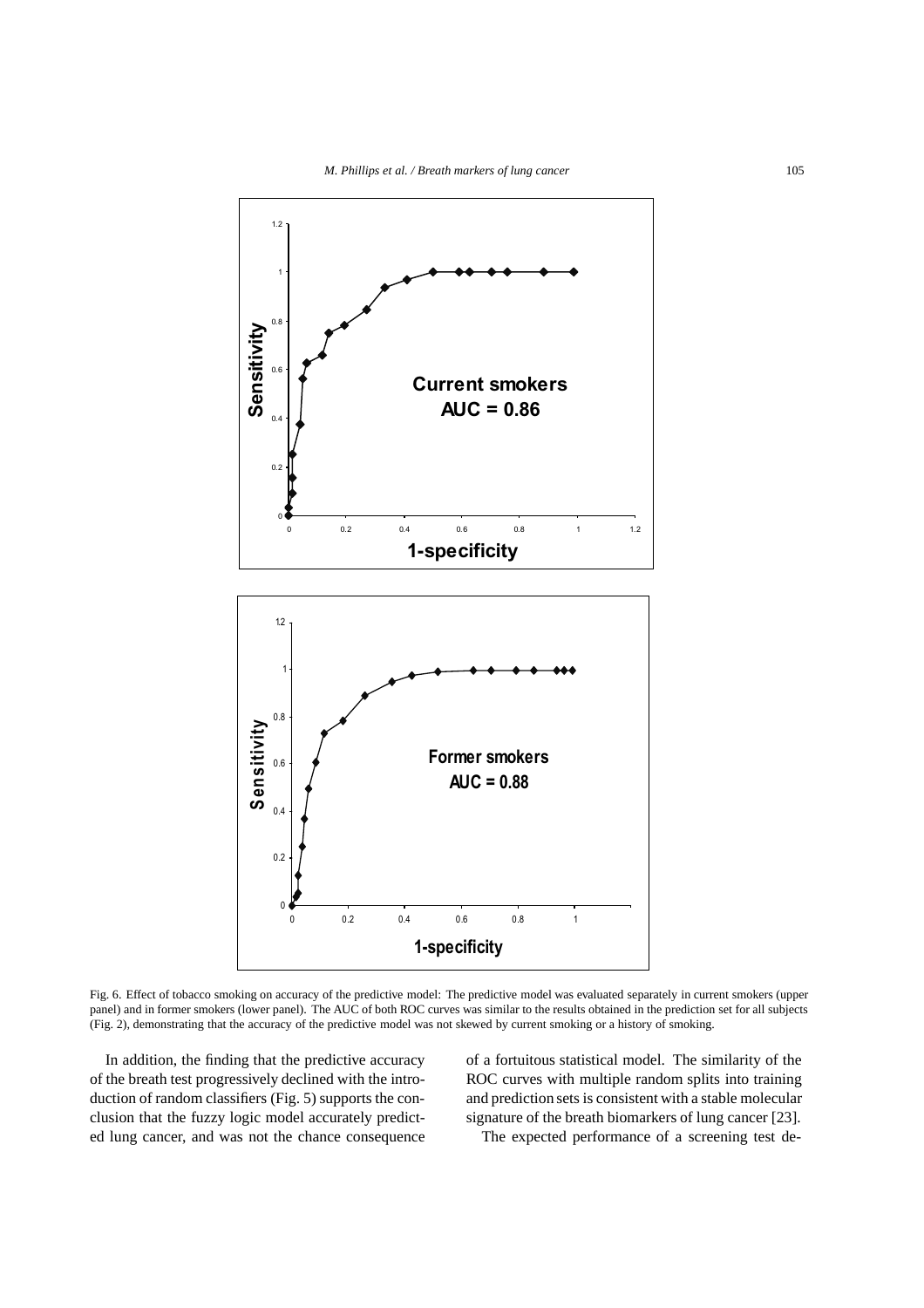Fig. 6. Effect of tobacco smoking on accuracy of the predictive model: The predictive model was evaluated separately in current smokers (upper panel) and in former smokers (lower panel). The AUC of both ROC curves was similar to the results obtained in the prediction set for all subjects (Fig. 2), demonstrating that the accuracy of the predictive model was not skewed by current smoking or a history of smoking.

In addition, the finding that the predictive accuracy of the breath test progressively declined with the introduction of random classifiers (Fig. 5) supports the conclusion that the fuzzy logic model accurately predicted lung cancer, and was not the chance consequence of a fortuitous statistical model. The similarity of the ROC curves with multiple random splits into training and prediction sets is consistent with a stable molecular signature of the breath biomarkers of lung cancer [23].

The expected performance of a screening test de-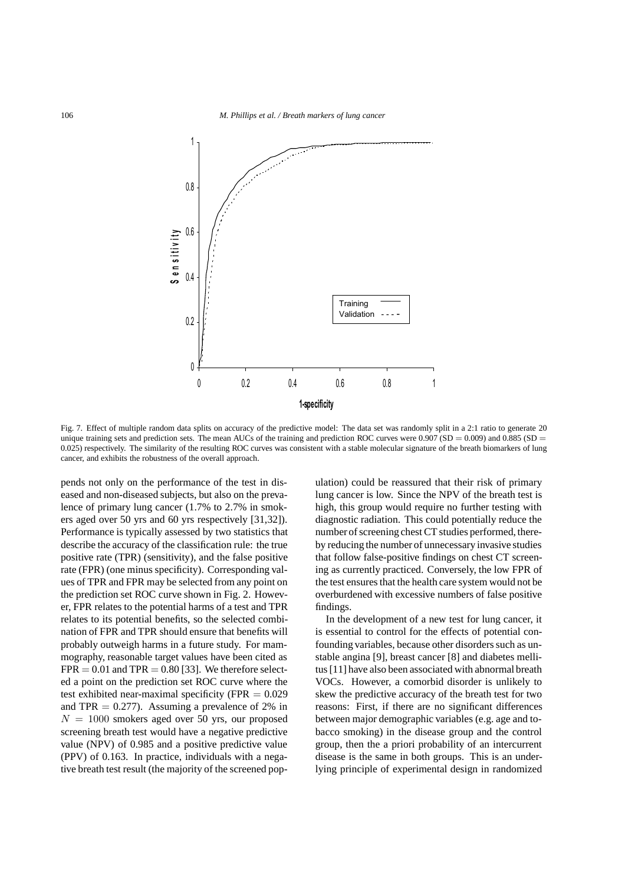Fig. 7. Effect of multiple random data splits on accuracy of the predictive model: The data set was randomly split in a 2:1 ratio to generate 20 unique training sets and prediction sets. The mean AUCs of the training and prediction ROC curves were 0.907 (SD = 0.009) and 0.885 (SD = 0.025) respectively. The similarity of the resulting ROC curves was consistent with a stable molecular signature of the breath biomarkers of lung cancer, and exhibits the robustness of the overall approach.

pends not only on the performance of the test in diseased and non-diseased subjects, but also on the prevalence of primary lung cancer (1.7% to 2.7% in smokers aged over 50 yrs and 60 yrs respectively [31,32]). Performance is typically assessed by two statistics that describe the accuracy of the classification rule: the true positive rate (TPR) (sensitivity), and the false positive rate (FPR) (one minus specificity). Corresponding values of TPR and FPR may be selected from any point on the prediction set ROC curve shown in Fig. 2. However, FPR relates to the potential harms of a test and TPR relates to its potential benefits, so the selected combination of FPR and TPR should ensure that benefits will probably outweigh harms in a future study. For mammography, reasonable target values have been cited as FPR = 0.01 and TPR = 0.80 [33]. We therefore selected a point on the prediction set ROC curve where the test exhibited near-maximal specificity (FPR = 0.029 and TPR = 0.277). Assuming a prevalence of 2% in $N = 1000$ smokers aged over 50 yrs, our proposed screening breath test would have a negative predictive value (NPV) of 0.985 and a positive predictive value (PPV) of 0.163. In practice, individuals with a negative breath test result (the majority of the screened population) could be reassured that their risk of primary lung cancer is low. Since the NPV of the breath test is high, this group would require no further testing with diagnostic radiation. This could potentially reduce the number of screening chest CT studies performed, thereby reducing the number of unnecessary invasive studies that follow false-positive findings on chest CT screening as currently practiced. Conversely, the low FPR of the test ensures that the health care system would not be overburdened with excessive numbers of false positive findings.

In the development of a new test for lung cancer, it is essential to control for the effects of potential confounding variables, because other disorders such as unstable angina [9], breast cancer [8] and diabetes mellitus [11] have also been associated with abnormal breath VOCs. However, a comorbid disorder is unlikely to skew the predictive accuracy of the breath test for two reasons: First, if there are no significant differences between major demographic variables (e.g. age and tobacco smoking) in the disease group and the control group, then the a priori probability of an intercurrent disease is the same in both groups. This is an underlying principle of experimental design in randomized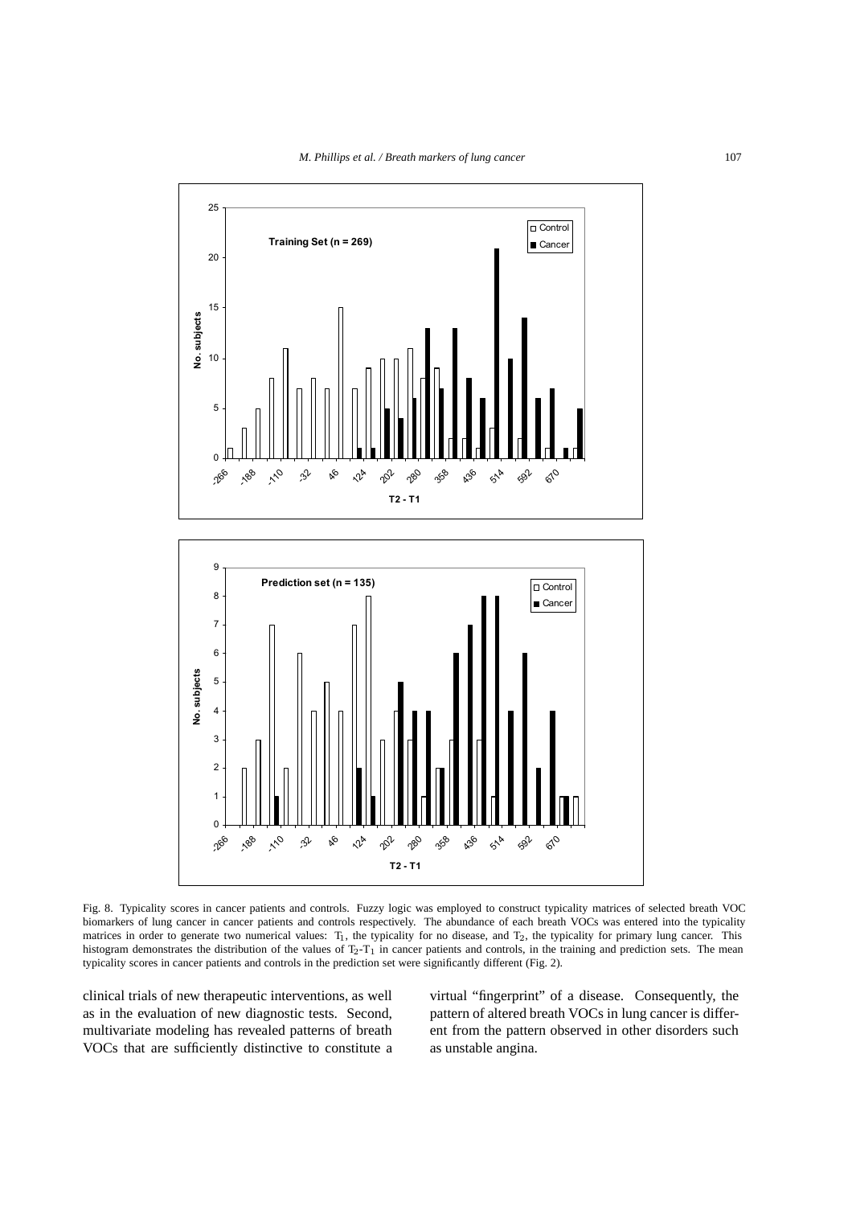Fig. 8. Typicality scores in cancer patients and controls. Fuzzy logic was employed to construct typicality matrices of selected breath VOC biomarkers of lung cancer in cancer patients and controls respectively. The abundance of each breath VOCs was entered into the typicality matrices in order to generate two numerical values: $T_1$, the typicality for no disease, and $T_2$, the typicality for primary lung cancer. This histogram demonstrates the distribution of the values of $T_2$-$T_1$ in cancer patients and controls, in the training and prediction sets. The mean typicality scores in cancer patients and controls in the prediction set were significantly different (Fig. 2).

clinical trials of new therapeutic interventions, as well as in the evaluation of new diagnostic tests. Second, multivariate modeling has revealed patterns of breath VOCs that are sufficiently distinctive to constitute a virtual "fingerprint" of a disease. Consequently, the pattern of altered breath VOCs in lung cancer is different from the pattern observed in other disorders such as unstable angina.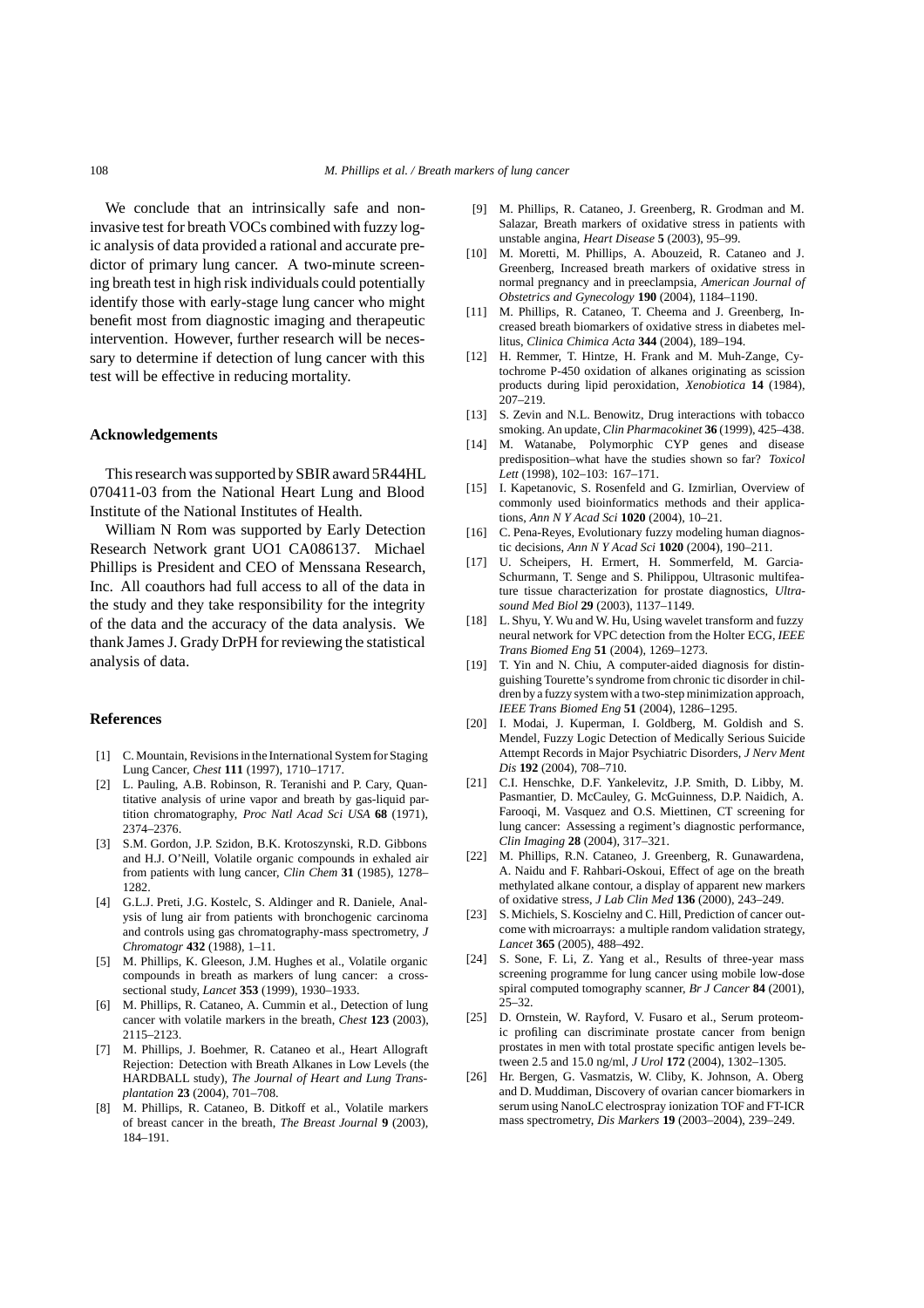We conclude that an intrinsically safe and non-invasive test for breath VOCs combined with fuzzy logic analysis of data provided a rational and accurate predictor of primary lung cancer. A two-minute screening breath test in high risk individuals could potentially identify those with early-stage lung cancer who might benefit most from diagnostic imaging and therapeutic intervention. However, further research will be necessary to determine if detection of lung cancer with this test will be effective in reducing mortality.

## Acknowledgements

This research was supported by SBIR award 5R44HL 070411-03 from the National Heart Lung and Blood Institute of the National Institutes of Health.

William N Rom was supported by Early Detection Research Network grant UO1 CA086137. Michael Phillips is President and CEO of Menssana Research, Inc. All coauthors had full access to all of the data in the study and they take responsibility for the integrity of the data and the accuracy of the data analysis. We thank James J. Grady DrPH for reviewing the statistical analysis of data.

## References

[1] C. Mountain, Revisions in the International System for Staging Lung Cancer, *Chest* **111** (1997), 1710–1717.

[2] L. Pauling, A.B. Robinson, R. Teranishi and P. Cary, Quantitative analysis of urine vapor and breath by gas-liquid partition chromatography, *Proc Natl Acad Sci USA* **68** (1971), 2374–2376.

[3] S.M. Gordon, J.P. Szidon, B.K. Krotoszynski, R.D. Gibbons and H.J. O'Neill, Volatile organic compounds in exhaled air from patients with lung cancer, *Clin Chem* **31** (1985), 1278–1282.

[4] G.L.J. Preti, J.G. Kostelc, S. Aldinger and R. Daniele, Analysis of lung air from patients with bronchogenic carcinoma and controls using gas chromatography-mass spectrometry, *J Chromatogr* **432** (1988), 1–11.

[5] M. Phillips, K. Gleeson, J.M. Hughes et al., Volatile organic compounds in breath as markers of lung cancer: a cross-sectional study, *Lancet* **353** (1999), 1930–1933.

[6] M. Phillips, R. Cataneo, A. Cummin et al., Detection of lung cancer with volatile markers in the breath, *Chest* **123** (2003), 2115–2123.

[7] M. Phillips, J. Boehmer, R. Cataneo et al., Heart Allograft Rejection: Detection with Breath Alkanes in Low Levels (the HARDBALL study), *The Journal of Heart and Lung Transplantation* **23** (2004), 701–708.

[8] M. Phillips, R. Cataneo, B. Ditkoff et al., Volatile markers of breast cancer in the breath, *The Breast Journal* **9** (2003), 184–191.

[9] M. Phillips, R. Cataneo, J. Greenberg, R. Grodman and M. Salazar, Breath markers of oxidative stress in patients with unstable angina, *Heart Disease* **5** (2003), 95–99.

[10] M. Moretti, M. Phillips, A. Abouzeid, R. Cataneo and J. Greenberg, Increased breath markers of oxidative stress in normal pregnancy and in preeclampsia, *American Journal of Obstetrics and Gynecology* **190** (2004), 1184–1190.

[11] M. Phillips, R. Cataneo, T. Cheema and J. Greenberg, Increased breath biomarkers of oxidative stress in diabetes mellitus, *Clinica Chimica Acta* **344** (2004), 189–194.

[12] H. Remmer, T. Hintze, H. Frank and M. Muh-Zange, Cytochrome P-450 oxidation of alkanes originating as scission products during lipid peroxidation, *Xenobiotica* **14** (1984), 207–219.

[13] S. Zevin and N.L. Benowitz, Drug interactions with tobacco smoking. An update, *Clin Pharmacokinet* **36** (1999), 425–438.

[14] M. Watanabe, Polymorphic CYP genes and disease predisposition–what have the studies shown so far? *Toxicol Lett* (1998), 102–103: 167–171.

[15] I. Kapetanovic, S. Rosenfeld and G. Izmirlian, Overview of commonly used bioinformatics methods and their applications, *Ann N Y Acad Sci* **1020** (2004), 10–21.

[16] C. Pena-Reyes, Evolutionary fuzzy modeling human diagnostic decisions, *Ann N Y Acad Sci* **1020** (2004), 190–211.

[17] U. Scheipers, H. Ermert, H. Sommerfeld, M. Garcia-Schurmann, T. Senge and S. Philippou, Ultrasonic multifeature tissue characterization for prostate diagnostics, *Ultrasound Med Biol* **29** (2003), 1137–1149.

[18] L. Shyu, Y. Wu and W. Hu, Using wavelet transform and fuzzy neural network for VPC detection from the Holter ECG, *IEEE Trans Biomed Eng* **51** (2004), 1269–1273.

[19] T. Yin and N. Chiu, A computer-aided diagnosis for distinguishing Tourette's syndrome from chronic tic disorder in children by a fuzzy system with a two-step minimization approach, *IEEE Trans Biomed Eng* **51** (2004), 1286–1295.

[20] I. Modai, J. Kuperman, I. Goldberg, M. Goldish and S. Mendel, Fuzzy Logic Detection of Medically Serious Suicide Attempt Records in Major Psychiatric Disorders, *J Nerv Ment Dis* **192** (2004), 708–710.

[21] C.I. Henschke, D.F. Yankelevitz, J.P. Smith, D. Libby, M. Pasmantier, D. McCauley, G. McGuinness, D.P. Naidich, A. Farooqi, M. Vasquez and O.S. Miettinen, CT screening for lung cancer: Assessing a regiment's diagnostic performance, *Clin Imaging* **28** (2004), 317–321.

[22] M. Phillips, R.N. Cataneo, J. Greenberg, R. Gunawardena, A. Naidu and F. Rahbari-Oskoui, Effect of age on the breath methylated alkane contour, a display of apparent new markers of oxidative stress, *J Lab Clin Med* **136** (2000), 243–249.

[23] S. Michiels, S. Koscielny and C. Hill, Prediction of cancer outcome with microarrays: a multiple random validation strategy, *Lancet* **365** (2005), 488–492.

[24] S. Sone, F. Li, Z. Yang et al., Results of three-year mass screening programme for lung cancer using mobile low-dose spiral computed tomography scanner, *Br J Cancer* **84** (2001), 25–32.

[25] D. Ornstein, W. Rayford, V. Fusaro et al., Serum proteomic profiling can discriminate prostate cancer from benign prostates in men with total prostate specific antigen levels between 2.5 and 15.0 ng/ml, *J Urol* **172** (2004), 1302–1305.

[26] Hr. Bergen, G. Vasmatzis, W. Cliby, K. Johnson, A. Oberg and D. Muddiman, Discovery of ovarian cancer biomarkers in serum using NanoLC electrospray ionization TOF and FT-ICR mass spectrometry, *Dis Markers* **19** (2003–2004), 239–249.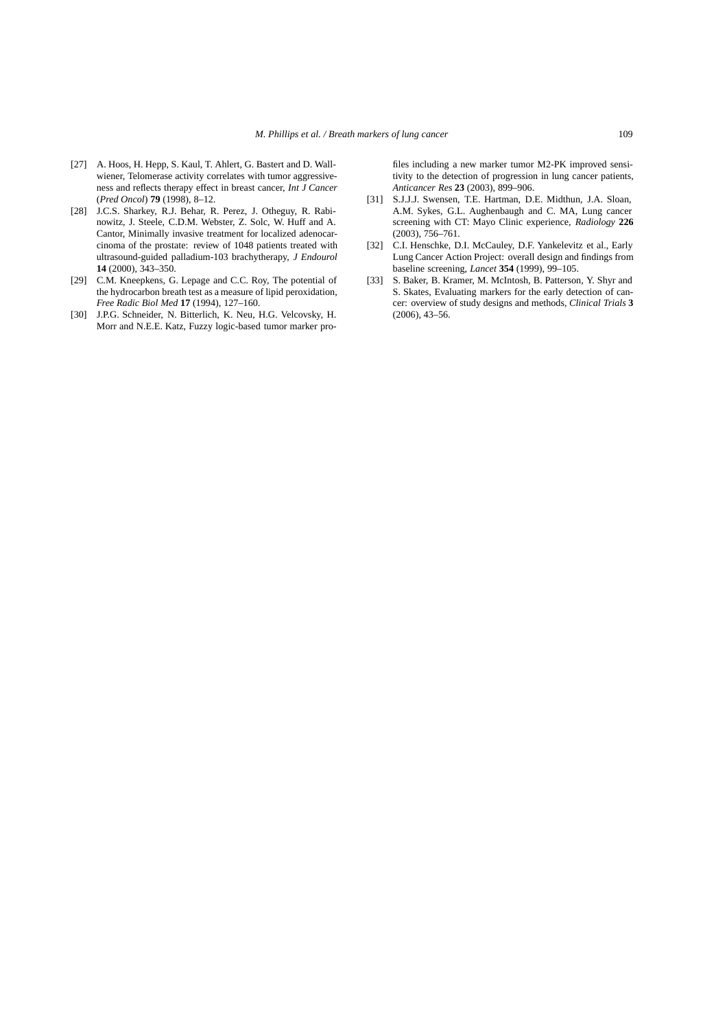[27] A. Hoos, H. Hepp, S. Kaul, T. Ahlert, G. Bastert and D. Wallwiener, Telomerase activity correlates with tumor aggressiveness and reflects therapy effect in breast cancer, *Int J Cancer* (*Pred Oncol*) **79** (1998), 8–12.

[28] J.C.S. Sharkey, R.J. Behar, R. Perez, J. Otheguy, R. Rabinowitz, J. Steele, C.D.M. Webster, Z. Solc, W. Huff and A. Cantor, Minimally invasive treatment for localized adenocarcinoma of the prostate: review of 1048 patients treated with ultrasound-guided palladium-103 brachytherapy, *J Endourol* **14** (2000), 343–350.

[29] C.M. Kneepkens, G. Lepage and C.C. Roy, The potential of the hydrocarbon breath test as a measure of lipid peroxidation, *Free Radic Biol Med* **17** (1994), 127–160.

[30] J.P.G. Schneider, N. Bitterlich, K. Neu, H.G. Velcovsky, H. Morr and N.E.E. Katz, Fuzzy logic-based tumor marker profiles including a new marker tumor M2-PK improved sensitivity to the detection of progression in lung cancer patients, *Anticancer Res* **23** (2003), 899–906.

[31] S.J.J.J. Swensen, T.E. Hartman, D.E. Midthun, J.A. Sloan, A.M. Sykes, G.L. Aughenbaugh and C. MA, Lung cancer screening with CT: Mayo Clinic experience, *Radiology* **226** (2003), 756–761.

[32] C.I. Henschke, D.I. McCauley, D.F. Yankelevitz et al., Early Lung Cancer Action Project: overall design and findings from baseline screening, *Lancet* **354** (1999), 99–105.

[33] S. Baker, B. Kramer, M. McIntosh, B. Patterson, Y. Shyr and S. Skates, Evaluating markers for the early detection of cancer: overview of study designs and methods, *Clinical Trials* **3** (2006), 43–56.